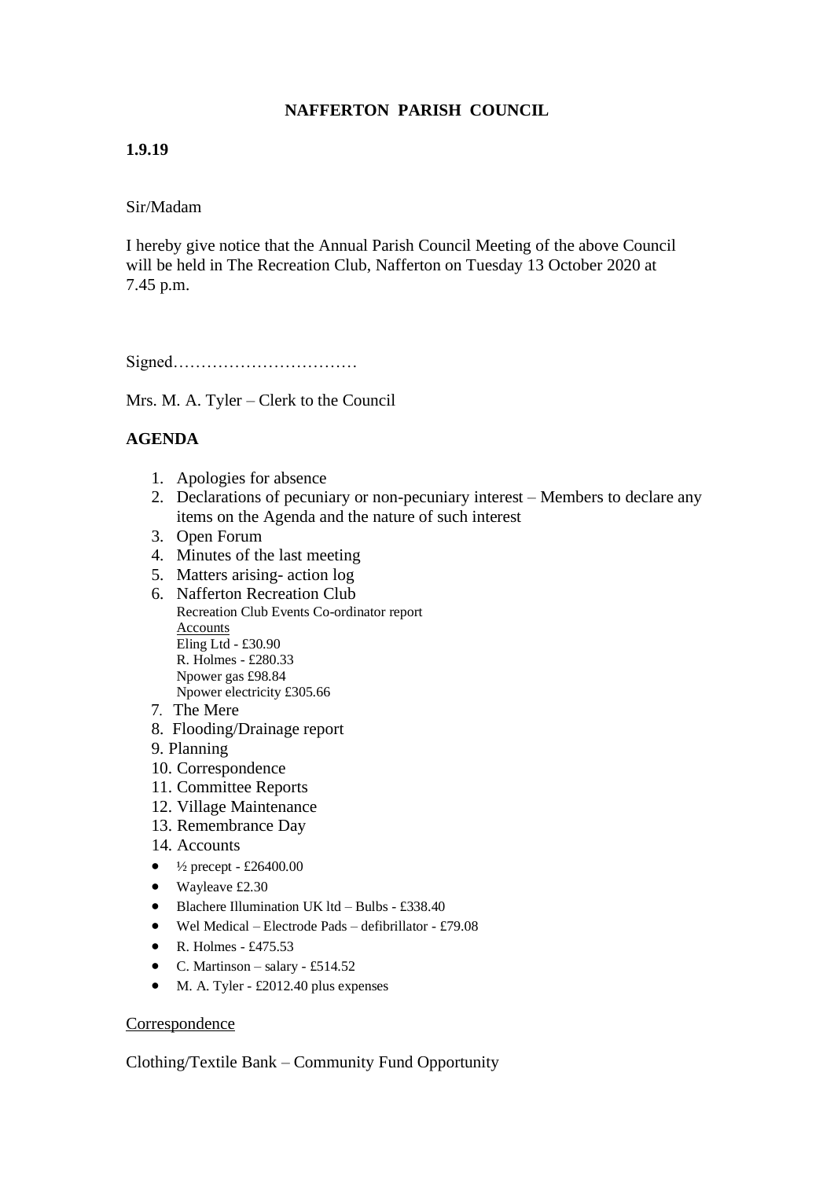# NAFFERTON PARISH COUNCIL

**1.9.19**

Sir/Madam

I hereby give notice that the Annual Parish Council Meeting of the above Council will be held in The Recreation Club, Nafferton on Tuesday 13 October 2020 at 7.45 p.m.

Signed……………………………

Mrs. M. A. Tyler – Clerk to the Council

**AGENDA**

1. Apologies for absence
2. Declarations of pecuniary or non-pecuniary interest – Members to declare any items on the Agenda and the nature of such interest
3. Open Forum
4. Minutes of the last meeting
5. Matters arising- action log
6. Nafferton Recreation Club
   Recreation Club Events Co-ordinator report
   Accounts
   Eling Ltd - £30.90
   R. Holmes - £280.33
   Npower gas £98.84
   Npower electricity £305.66
7. The Mere
8. Flooding/Drainage report
9. Planning
10. Correspondence
11. Committee Reports
12. Village Maintenance
13. Remembrance Day
14. Accounts

- ½ precept - £26400.00
- Wayleave £2.30
- Blachere Illumination UK ltd – Bulbs - £338.40
- Wel Medical – Electrode Pads – defibrillator - £79.08
- R. Holmes - £475.53
- C. Martinson – salary - £514.52
- M. A. Tyler - £2012.40 plus expenses

Correspondence

Clothing/Textile Bank – Community Fund Opportunity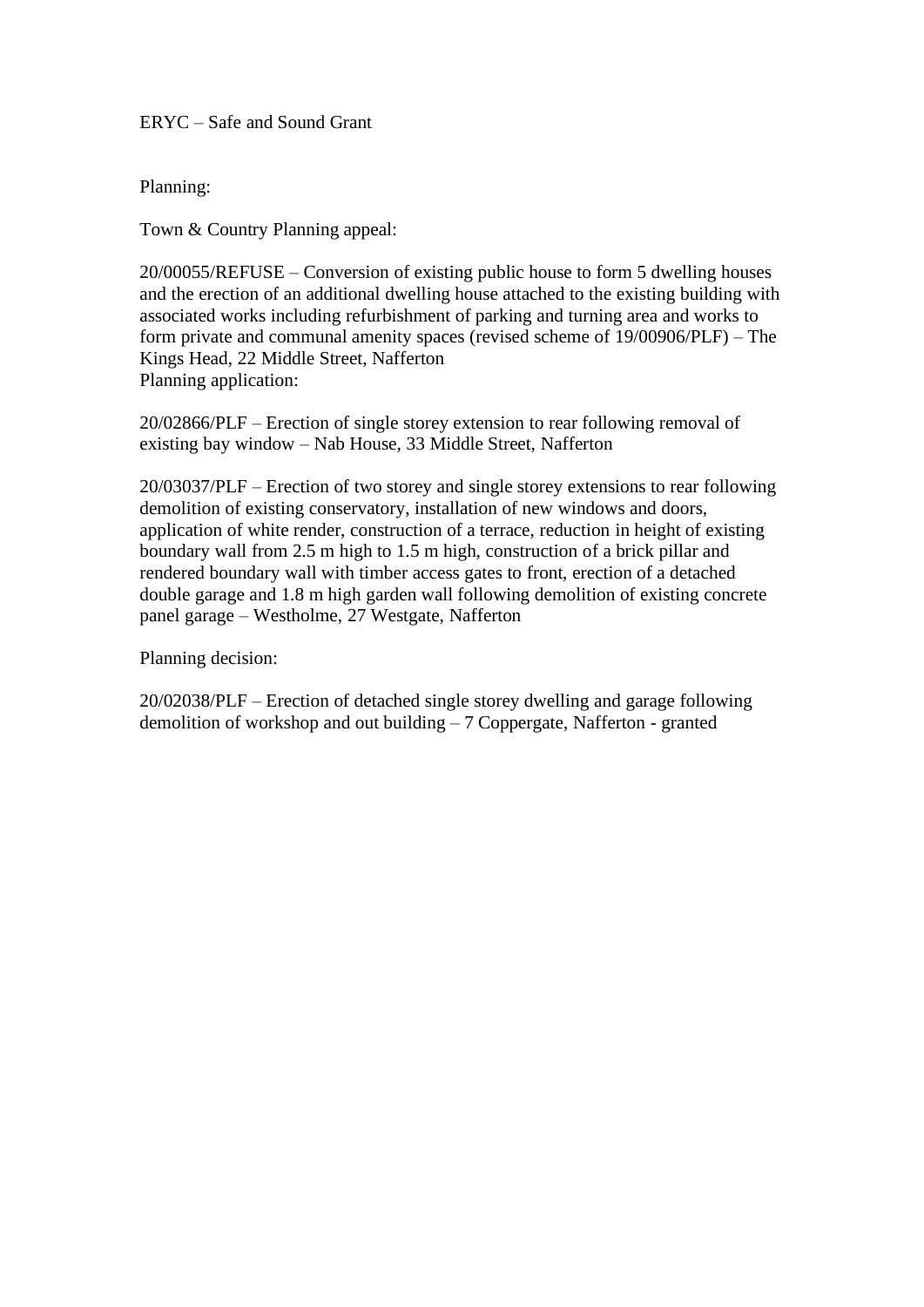ERYC – Safe and Sound Grant

Planning:

Town & Country Planning appeal:

20/00055/REFUSE – Conversion of existing public house to form 5 dwelling houses and the erection of an additional dwelling house attached to the existing building with associated works including refurbishment of parking and turning area and works to form private and communal amenity spaces (revised scheme of 19/00906/PLF) – The Kings Head, 22 Middle Street, Nafferton

Planning application:

20/02866/PLF – Erection of single storey extension to rear following removal of existing bay window – Nab House, 33 Middle Street, Nafferton

20/03037/PLF – Erection of two storey and single storey extensions to rear following demolition of existing conservatory, installation of new windows and doors, application of white render, construction of a terrace, reduction in height of existing boundary wall from 2.5 m high to 1.5 m high, construction of a brick pillar and rendered boundary wall with timber access gates to front, erection of a detached double garage and 1.8 m high garden wall following demolition of existing concrete panel garage – Westholme, 27 Westgate, Nafferton

Planning decision:

20/02038/PLF – Erection of detached single storey dwelling and garage following demolition of workshop and out building – 7 Coppergate, Nafferton - granted